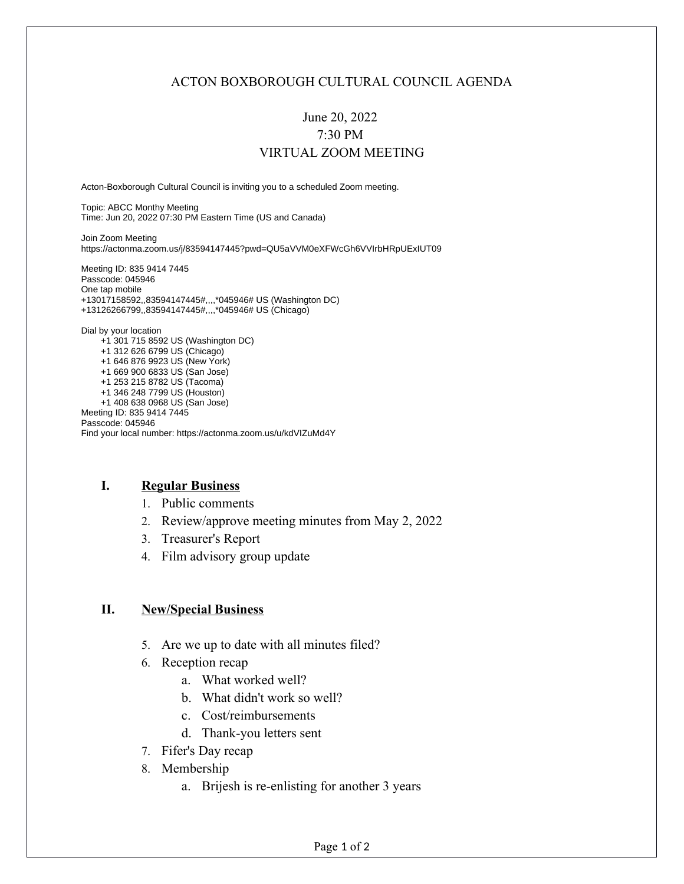# ACTON BOXBOROUGH CULTURAL COUNCIL AGENDA

June 20, 2022
7:30 PM
VIRTUAL ZOOM MEETING

Acton-Boxborough Cultural Council is inviting you to a scheduled Zoom meeting.

Topic: ABCC Monthy Meeting
Time: Jun 20, 2022 07:30 PM Eastern Time (US and Canada)

Join Zoom Meeting
https://actonma.zoom.us/j/83594147445?pwd=QU5aVVM0eXFWcGh6VVIrbHRpUExIUT09

Meeting ID: 835 9414 7445
Passcode: 045946
One tap mobile
+13017158592,,83594147445#,,,,*045946# US (Washington DC)
+13126266799,,83594147445#,,,,*045946# US (Chicago)

Dial by your location
- +1 301 715 8592 US (Washington DC)
- +1 312 626 6799 US (Chicago)
- +1 646 876 9923 US (New York)
- +1 669 900 6833 US (San Jose)
- +1 253 215 8782 US (Tacoma)
- +1 346 248 7799 US (Houston)
- +1 408 638 0968 US (San Jose)

Meeting ID: 835 9414 7445
Passcode: 045946
Find your local number: https://actonma.zoom.us/u/kdVIZuMd4Y

## I. Regular Business

1. Public comments
2. Review/approve meeting minutes from May 2, 2022
3. Treasurer's Report
4. Film advisory group update

## II. New/Special Business

5. Are we up to date with all minutes filed?
6. Reception recap
   a. What worked well?
   b. What didn't work so well?
   c. Cost/reimbursements
   d. Thank-you letters sent
7. Fifer's Day recap
8. Membership
   a. Brijesh is re-enlisting for another 3 years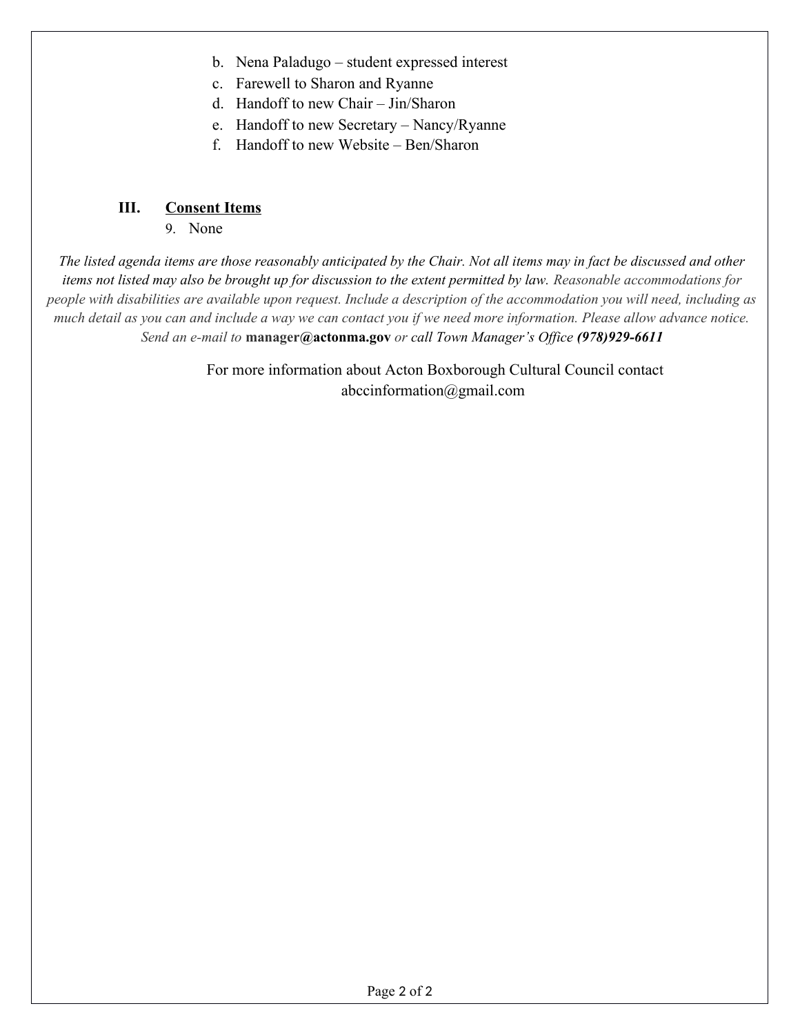b. Nena Paladugo – student expressed interest
c. Farewell to Sharon and Ryanne
d. Handoff to new Chair – Jin/Sharon
e. Handoff to new Secretary – Nancy/Ryanne
f. Handoff to new Website – Ben/Sharon

## III. Consent Items

9. None

*The listed agenda items are those reasonably anticipated by the Chair. Not all items may in fact be discussed and other items not listed may also be brought up for discussion to the extent permitted by law. Reasonable accommodations for people with disabilities are available upon request. Include a description of the accommodation you will need, including as much detail as you can and include a way we can contact you if we need more information. Please allow advance notice. Send an e-mail to* **manager@actonma.gov** *or call Town Manager's Office* ***(978)929-6611***

For more information about Acton Boxborough Cultural Council contact abccinformation@gmail.com